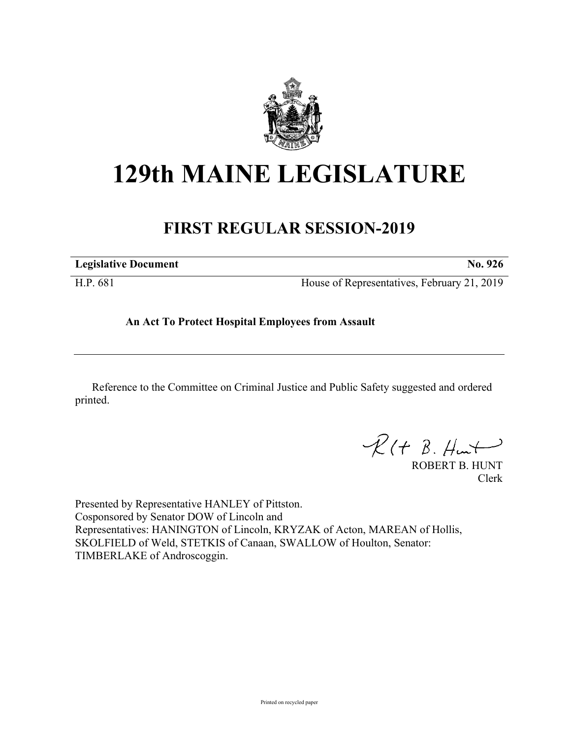# 129th MAINE LEGISLATURE

## FIRST REGULAR SESSION-2019

| **Legislative Document** | **No. 926** |
| --- | --- |
| H.P. 681 | House of Representatives, February 21, 2019 |

**An Act To Protect Hospital Employees from Assault**

Reference to the Committee on Criminal Justice and Public Safety suggested and ordered printed.

ROBERT B. HUNT
Clerk

Presented by Representative HANLEY of Pittston.
Cosponsored by Senator DOW of Lincoln and
Representatives: HANINGTON of Lincoln, KRYZAK of Acton, MAREAN of Hollis, SKOLFIELD of Weld, STETKIS of Canaan, SWALLOW of Houlton, Senator: TIMBERLAKE of Androscoggin.

Printed on recycled paper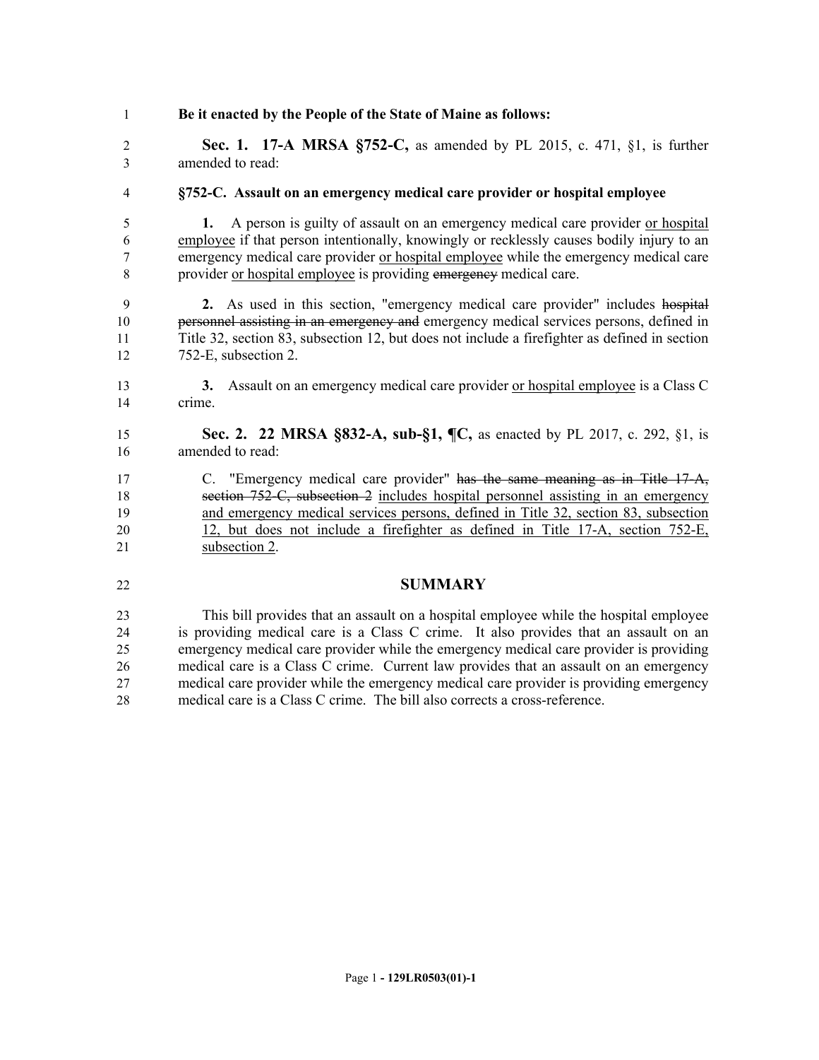**Be it enacted by the People of the State of Maine as follows:**

**Sec. 1. 17-A MRSA §752-C,** as amended by PL 2015, c. 471, §1, is further amended to read:

**§752-C. Assault on an emergency medical care provider or hospital employee**

**1.** A person is guilty of assault on an emergency medical care provider <u>or hospital employee</u> if that person intentionally, knowingly or recklessly causes bodily injury to an emergency medical care provider <u>or hospital employee</u> while the emergency medical care provider <u>or hospital employee</u> is providing ~~emergency~~ medical care.

**2.** As used in this section, "emergency medical care provider" includes ~~hospital personnel assisting in an emergency and~~ emergency medical services persons, defined in Title 32, section 83, subsection 12, but does not include a firefighter as defined in section 752-E, subsection 2.

**3.** Assault on an emergency medical care provider <u>or hospital employee</u> is a Class C crime.

**Sec. 2. 22 MRSA §832-A, sub-§1, ¶C,** as enacted by PL 2017, c. 292, §1, is amended to read:

C. "Emergency medical care provider" ~~has the same meaning as in Title 17-A, section 752-C, subsection 2~~ <u>includes hospital personnel assisting in an emergency and emergency medical services persons, defined in Title 32, section 83, subsection 12, but does not include a firefighter as defined in Title 17-A, section 752-E, subsection 2</u>.

## SUMMARY

This bill provides that an assault on a hospital employee while the hospital employee is providing medical care is a Class C crime. It also provides that an assault on an emergency medical care provider while the emergency medical care provider is providing medical care is a Class C crime. Current law provides that an assault on an emergency medical care provider while the emergency medical care provider is providing emergency medical care is a Class C crime. The bill also corrects a cross-reference.